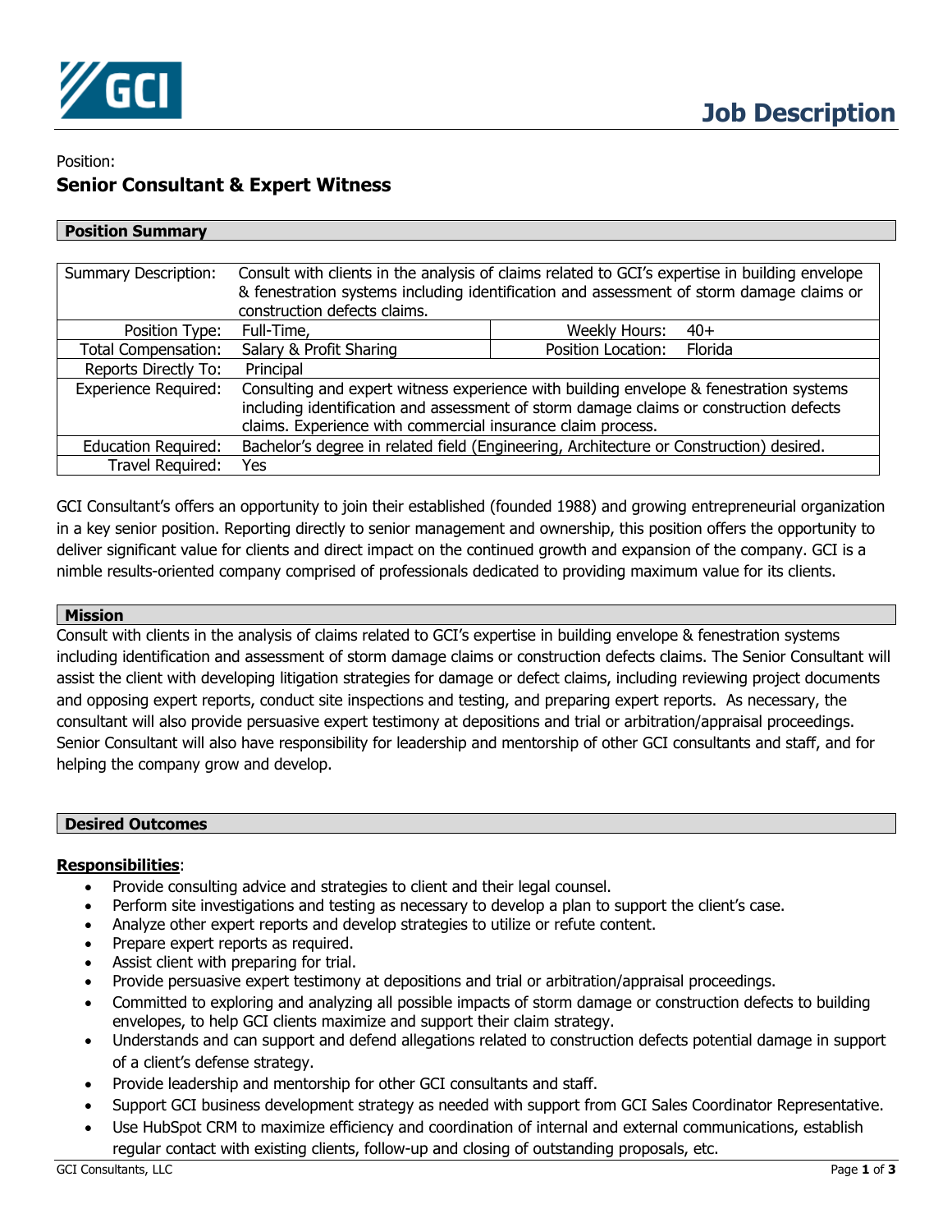# Job Description

Position:

## Senior Consultant & Expert Witness

### Position Summary

| Summary Description: | Consult with clients in the analysis of claims related to GCI's expertise in building envelope & fenestration systems including identification and assessment of storm damage claims or construction defects claims. | | |
|---|---|---|---|
| Position Type: | Full-Time, | Weekly Hours: | 40+ |
| Total Compensation: | Salary & Profit Sharing | Position Location: | Florida |
| Reports Directly To: | Principal | | |
| Experience Required: | Consulting and expert witness experience with building envelope & fenestration systems including identification and assessment of storm damage claims or construction defects claims. Experience with commercial insurance claim process. | | |
| Education Required: | Bachelor's degree in related field (Engineering, Architecture or Construction) desired. | | |
| Travel Required: | Yes | | |

GCI Consultant's offers an opportunity to join their established (founded 1988) and growing entrepreneurial organization in a key senior position. Reporting directly to senior management and ownership, this position offers the opportunity to deliver significant value for clients and direct impact on the continued growth and expansion of the company. GCI is a nimble results-oriented company comprised of professionals dedicated to providing maximum value for its clients.

### Mission

Consult with clients in the analysis of claims related to GCI's expertise in building envelope & fenestration systems including identification and assessment of storm damage claims or construction defects claims. The Senior Consultant will assist the client with developing litigation strategies for damage or defect claims, including reviewing project documents and opposing expert reports, conduct site inspections and testing, and preparing expert reports. As necessary, the consultant will also provide persuasive expert testimony at depositions and trial or arbitration/appraisal proceedings. Senior Consultant will also have responsibility for leadership and mentorship of other GCI consultants and staff, and for helping the company grow and develop.

### Desired Outcomes

**Responsibilities**:

- Provide consulting advice and strategies to client and their legal counsel.
- Perform site investigations and testing as necessary to develop a plan to support the client's case.
- Analyze other expert reports and develop strategies to utilize or refute content.
- Prepare expert reports as required.
- Assist client with preparing for trial.
- Provide persuasive expert testimony at depositions and trial or arbitration/appraisal proceedings.
- Committed to exploring and analyzing all possible impacts of storm damage or construction defects to building envelopes, to help GCI clients maximize and support their claim strategy.
- Understands and can support and defend allegations related to construction defects potential damage in support of a client's defense strategy.
- Provide leadership and mentorship for other GCI consultants and staff.
- Support GCI business development strategy as needed with support from GCI Sales Coordinator Representative.
- Use HubSpot CRM to maximize efficiency and coordination of internal and external communications, establish regular contact with existing clients, follow-up and closing of outstanding proposals, etc.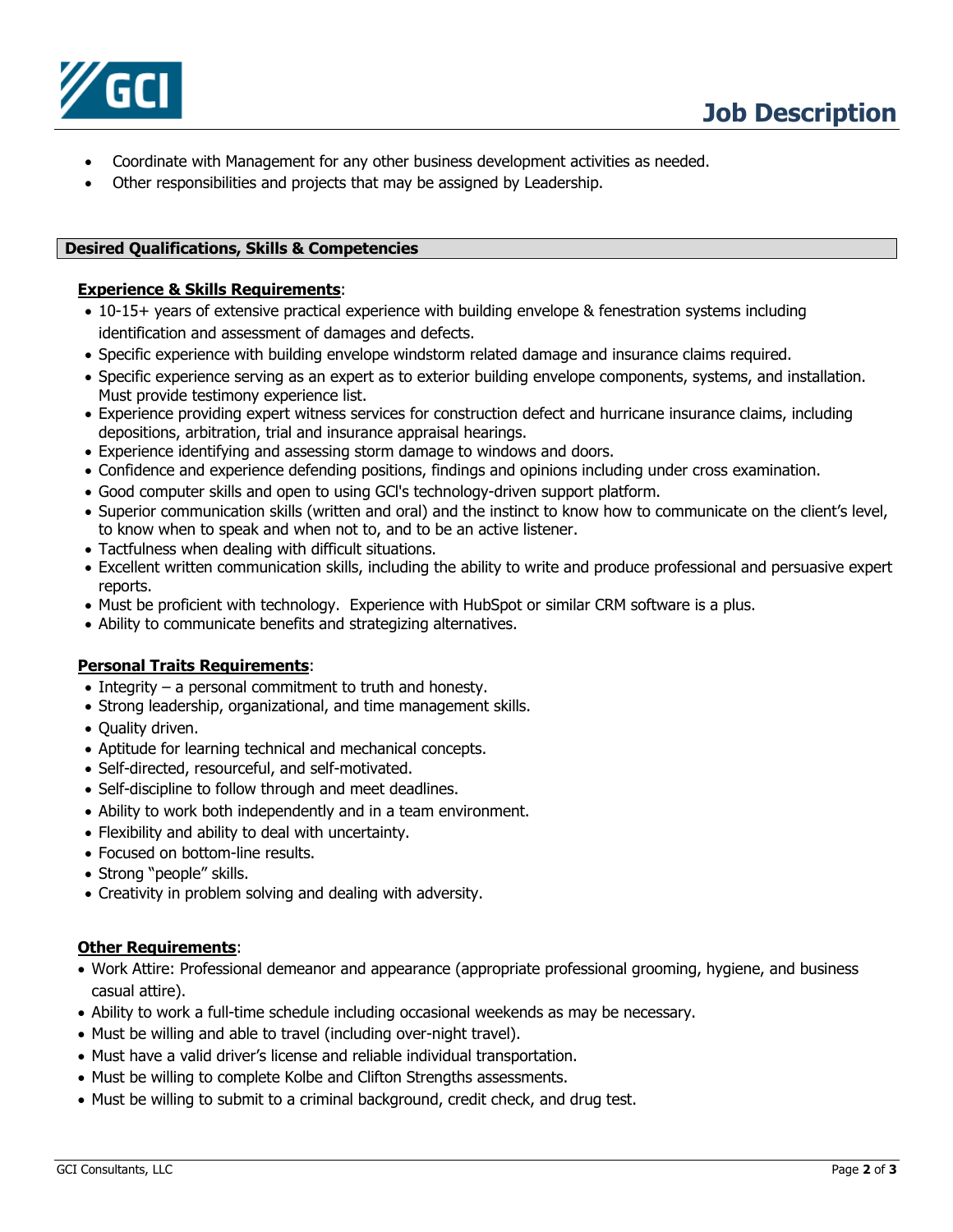- Coordinate with Management for any other business development activities as needed.
- Other responsibilities and projects that may be assigned by Leadership.

## Desired Qualifications, Skills & Competencies

**Experience & Skills Requirements**:

- 10-15+ years of extensive practical experience with building envelope & fenestration systems including identification and assessment of damages and defects.
- Specific experience with building envelope windstorm related damage and insurance claims required.
- Specific experience serving as an expert as to exterior building envelope components, systems, and installation. Must provide testimony experience list.
- Experience providing expert witness services for construction defect and hurricane insurance claims, including depositions, arbitration, trial and insurance appraisal hearings.
- Experience identifying and assessing storm damage to windows and doors.
- Confidence and experience defending positions, findings and opinions including under cross examination.
- Good computer skills and open to using GCI's technology-driven support platform.
- Superior communication skills (written and oral) and the instinct to know how to communicate on the client's level, to know when to speak and when not to, and to be an active listener.
- Tactfulness when dealing with difficult situations.
- Excellent written communication skills, including the ability to write and produce professional and persuasive expert reports.
- Must be proficient with technology. Experience with HubSpot or similar CRM software is a plus.
- Ability to communicate benefits and strategizing alternatives.

**Personal Traits Requirements**:

- Integrity – a personal commitment to truth and honesty.
- Strong leadership, organizational, and time management skills.
- Quality driven.
- Aptitude for learning technical and mechanical concepts.
- Self-directed, resourceful, and self-motivated.
- Self-discipline to follow through and meet deadlines.
- Ability to work both independently and in a team environment.
- Flexibility and ability to deal with uncertainty.
- Focused on bottom-line results.
- Strong "people" skills.
- Creativity in problem solving and dealing with adversity.

**Other Requirements**:

- Work Attire: Professional demeanor and appearance (appropriate professional grooming, hygiene, and business casual attire).
- Ability to work a full-time schedule including occasional weekends as may be necessary.
- Must be willing and able to travel (including over-night travel).
- Must have a valid driver's license and reliable individual transportation.
- Must be willing to complete Kolbe and Clifton Strengths assessments.
- Must be willing to submit to a criminal background, credit check, and drug test.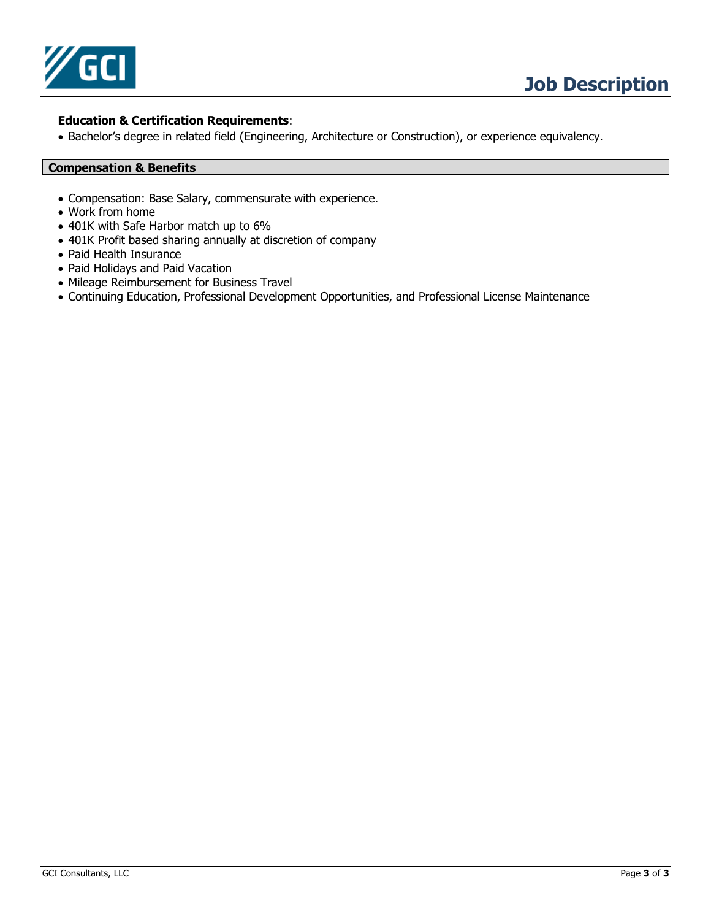**Education & Certification Requirements**:

- Bachelor's degree in related field (Engineering, Architecture or Construction), or experience equivalency.

## Compensation & Benefits

- Compensation: Base Salary, commensurate with experience.
- Work from home
- 401K with Safe Harbor match up to 6%
- 401K Profit based sharing annually at discretion of company
- Paid Health Insurance
- Paid Holidays and Paid Vacation
- Mileage Reimbursement for Business Travel
- Continuing Education, Professional Development Opportunities, and Professional License Maintenance